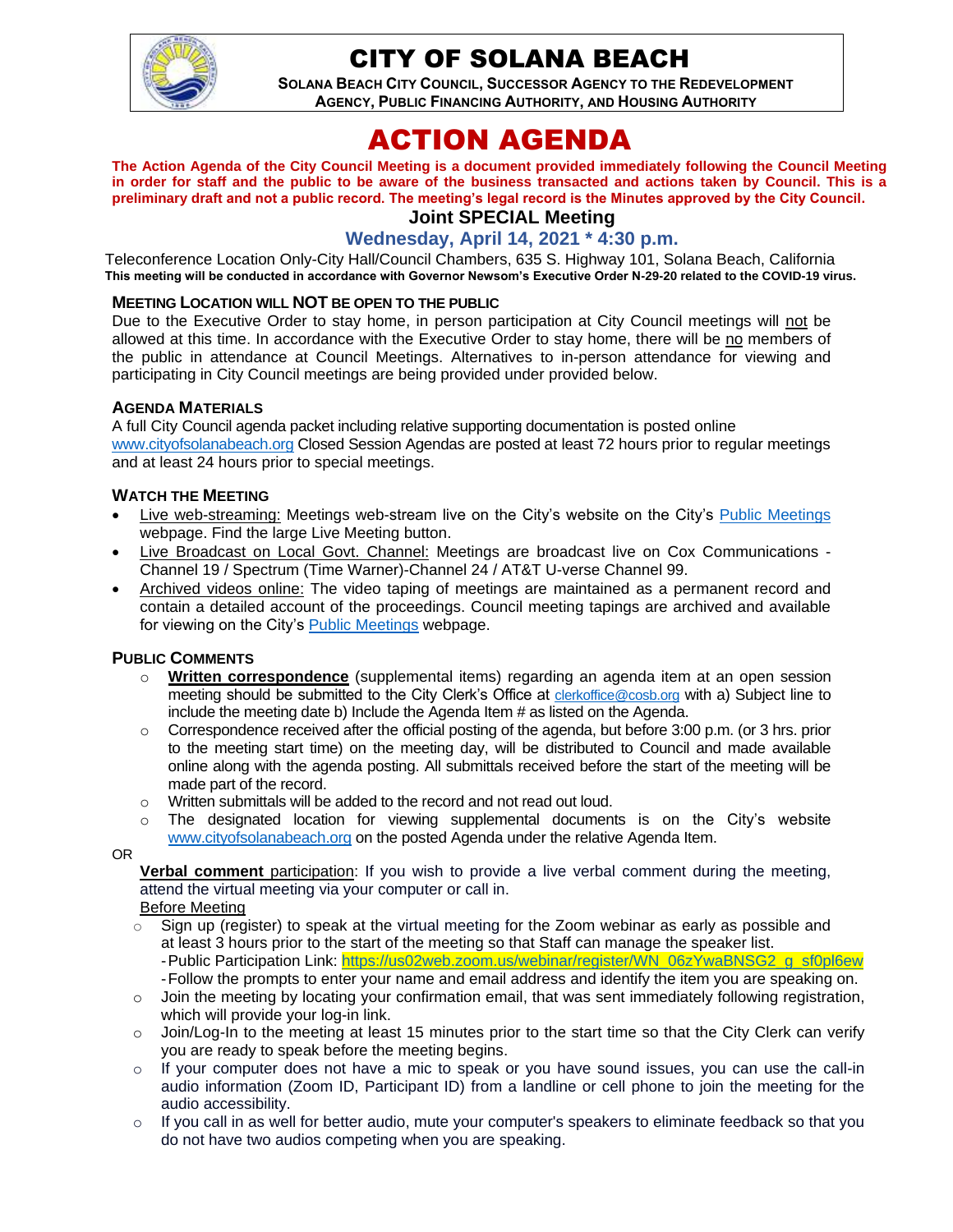# CITY OF SOLANA BEACH

**SOLANA BEACH CITY COUNCIL, SUCCESSOR AGENCY TO THE REDEVELOPMENT AGENCY, PUBLIC FINANCING AUTHORITY, AND HOUSING AUTHORITY**

# ACTION AGENDA

**The Action Agenda of the City Council Meeting is a document provided immediately following the Council Meeting in order for staff and the public to be aware of the business transacted and actions taken by Council. This is a preliminary draft and not a public record. The meeting's legal record is the Minutes approved by the City Council.**

## Joint SPECIAL Meeting

### Wednesday, April 14, 2021 * 4:30 p.m.

Teleconference Location Only-City Hall/Council Chambers, 635 S. Highway 101, Solana Beach, California

**This meeting will be conducted in accordance with Governor Newsom's Executive Order N-29-20 related to the COVID-19 virus.**

### MEETING LOCATION WILL NOT BE OPEN TO THE PUBLIC

Due to the Executive Order to stay home, in person participation at City Council meetings will not be allowed at this time. In accordance with the Executive Order to stay home, there will be no members of the public in attendance at Council Meetings. Alternatives to in-person attendance for viewing and participating in City Council meetings are being provided under provided below.

### AGENDA MATERIALS

A full City Council agenda packet including relative supporting documentation is posted online www.cityofsolanabeach.org Closed Session Agendas are posted at least 72 hours prior to regular meetings and at least 24 hours prior to special meetings.

### WATCH THE MEETING

- Live web-streaming: Meetings web-stream live on the City's website on the City's Public Meetings webpage. Find the large Live Meeting button.
- Live Broadcast on Local Govt. Channel: Meetings are broadcast live on Cox Communications - Channel 19 / Spectrum (Time Warner)-Channel 24 / AT&T U-verse Channel 99.
- Archived videos online: The video taping of meetings are maintained as a permanent record and contain a detailed account of the proceedings. Council meeting tapings are archived and available for viewing on the City's Public Meetings webpage.

### PUBLIC COMMENTS

- **Written correspondence** (supplemental items) regarding an agenda item at an open session meeting should be submitted to the City Clerk's Office at clerkoffice@cosb.org with a) Subject line to include the meeting date b) Include the Agenda Item # as listed on the Agenda.
- Correspondence received after the official posting of the agenda, but before 3:00 p.m. (or 3 hrs. prior to the meeting start time) on the meeting day, will be distributed to Council and made available online along with the agenda posting. All submittals received before the start of the meeting will be made part of the record.
- Written submittals will be added to the record and not read out loud.
- The designated location for viewing supplemental documents is on the City's website www.cityofsolanabeach.org on the posted Agenda under the relative Agenda Item.

OR

**Verbal comment** participation: If you wish to provide a live verbal comment during the meeting, attend the virtual meeting via your computer or call in.

Before Meeting

- Sign up (register) to speak at the virtual meeting for the Zoom webinar as early as possible and at least 3 hours prior to the start of the meeting so that Staff can manage the speaker list.
  - Public Participation Link: https://us02web.zoom.us/webinar/register/WN_06zYwaBNSG2_g_sf0pl6ew
  - Follow the prompts to enter your name and email address and identify the item you are speaking on.
- Join the meeting by locating your confirmation email, that was sent immediately following registration, which will provide your log-in link.
- Join/Log-In to the meeting at least 15 minutes prior to the start time so that the City Clerk can verify you are ready to speak before the meeting begins.
- If your computer does not have a mic to speak or you have sound issues, you can use the call-in audio information (Zoom ID, Participant ID) from a landline or cell phone to join the meeting for the audio accessibility.
- If you call in as well for better audio, mute your computer's speakers to eliminate feedback so that you do not have two audios competing when you are speaking.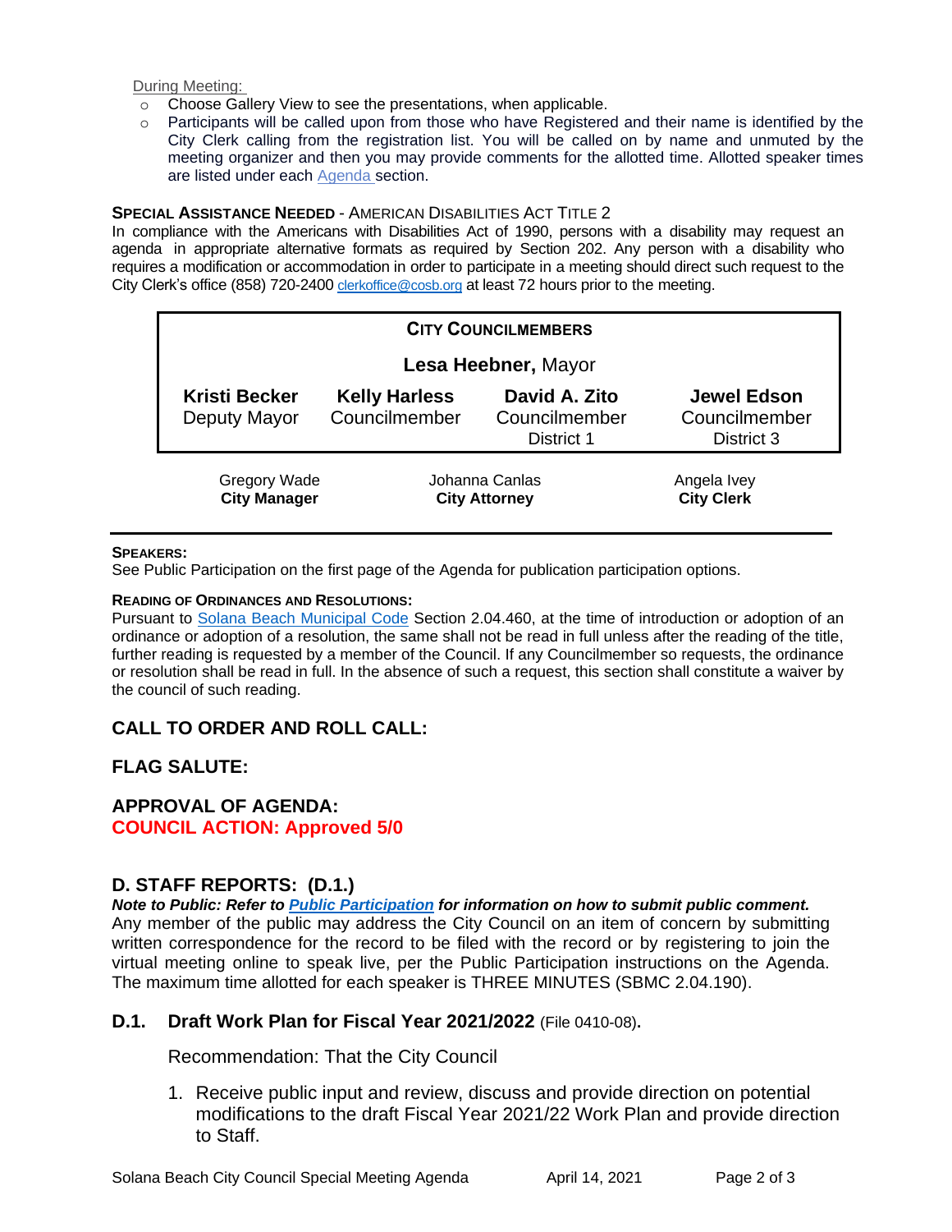During Meeting:

- Choose Gallery View to see the presentations, when applicable.
- Participants will be called upon from those who have Registered and their name is identified by the City Clerk calling from the registration list. You will be called on by name and unmuted by the meeting organizer and then you may provide comments for the allotted time. Allotted speaker times are listed under each Agenda section.

**SPECIAL ASSISTANCE NEEDED** - AMERICAN DISABILITIES ACT TITLE 2

In compliance with the Americans with Disabilities Act of 1990, persons with a disability may request an agenda in appropriate alternative formats as required by Section 202. Any person with a disability who requires a modification or accommodation in order to participate in a meeting should direct such request to the City Clerk's office (858) 720-2400 clerkoffice@cosb.org at least 72 hours prior to the meeting.

| CITY COUNCILMEMBERS | | | |
|---|---|---|---|
| **Lesa Heebner,** Mayor | | | |
| **Kristi Becker** Deputy Mayor | **Kelly Harless** Councilmember | **David A. Zito** Councilmember District 1 | **Jewel Edson** Councilmember District 3 |

| Gregory Wade | Johanna Canlas | Angela Ivey |
|---|---|---|
| **City Manager** | **City Attorney** | **City Clerk** |

**SPEAKERS:**

See Public Participation on the first page of the Agenda for publication participation options.

**READING OF ORDINANCES AND RESOLUTIONS:**

Pursuant to Solana Beach Municipal Code Section 2.04.460, at the time of introduction or adoption of an ordinance or adoption of a resolution, the same shall not be read in full unless after the reading of the title, further reading is requested by a member of the Council. If any Councilmember so requests, the ordinance or resolution shall be read in full. In the absence of such a request, this section shall constitute a waiver by the council of such reading.

## CALL TO ORDER AND ROLL CALL:

## FLAG SALUTE:

## APPROVAL OF AGENDA:

**COUNCIL ACTION: Approved 5/0**

## D. STAFF REPORTS: (D.1.)

***Note to Public: Refer to Public Participation for information on how to submit public comment.***

Any member of the public may address the City Council on an item of concern by submitting written correspondence for the record to be filed with the record or by registering to join the virtual meeting online to speak live, per the Public Participation instructions on the Agenda. The maximum time allotted for each speaker is THREE MINUTES (SBMC 2.04.190).

### D.1. Draft Work Plan for Fiscal Year 2021/2022 (File 0410-08).

Recommendation: That the City Council

1. Receive public input and review, discuss and provide direction on potential modifications to the draft Fiscal Year 2021/22 Work Plan and provide direction to Staff.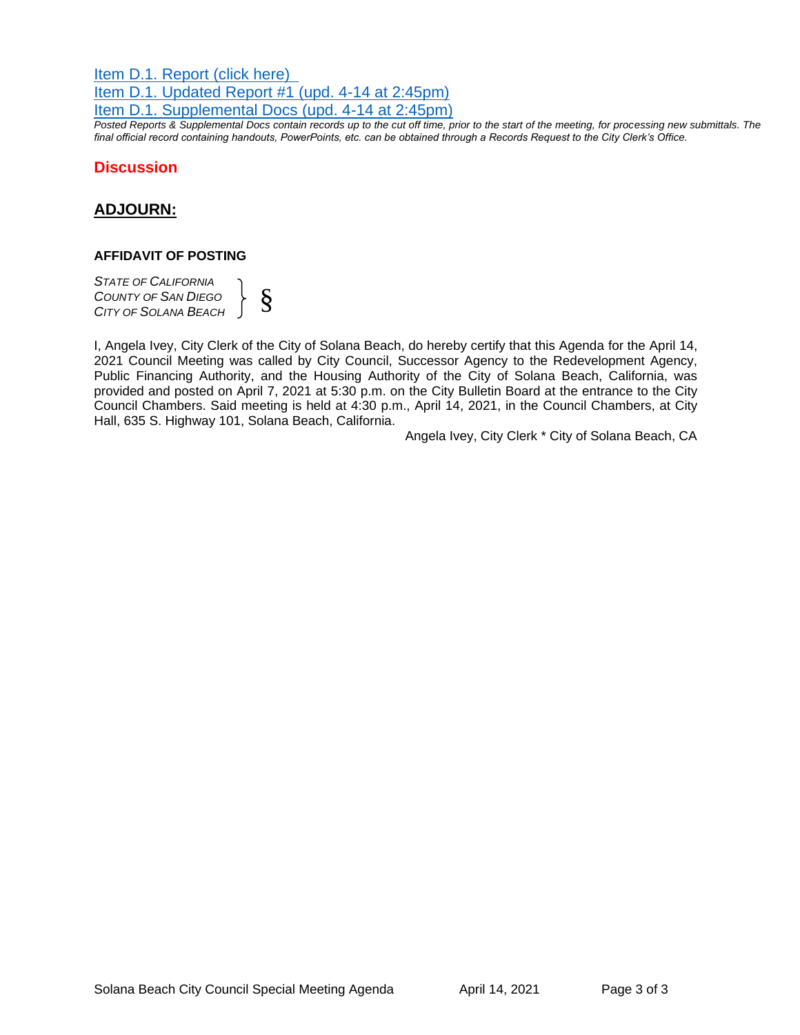Item D.1. Report (click here)
Item D.1. Updated Report #1 (upd. 4-14 at 2:45pm)
Item D.1. Supplemental Docs (upd. 4-14 at 2:45pm)

*Posted Reports & Supplemental Docs contain records up to the cut off time, prior to the start of the meeting, for processing new submittals. The final official record containing handouts, PowerPoints, etc. can be obtained through a Records Request to the City Clerk's Office.*

## Discussion

## ADJOURN:

**AFFIDAVIT OF POSTING**

*STATE OF CALIFORNIA*
*COUNTY OF SAN DIEGO* §
*CITY OF SOLANA BEACH*

I, Angela Ivey, City Clerk of the City of Solana Beach, do hereby certify that this Agenda for the April 14, 2021 Council Meeting was called by City Council, Successor Agency to the Redevelopment Agency, Public Financing Authority, and the Housing Authority of the City of Solana Beach, California, was provided and posted on April 7, 2021 at 5:30 p.m. on the City Bulletin Board at the entrance to the City Council Chambers. Said meeting is held at 4:30 p.m., April 14, 2021, in the Council Chambers, at City Hall, 635 S. Highway 101, Solana Beach, California.

Angela Ivey, City Clerk * City of Solana Beach, CA